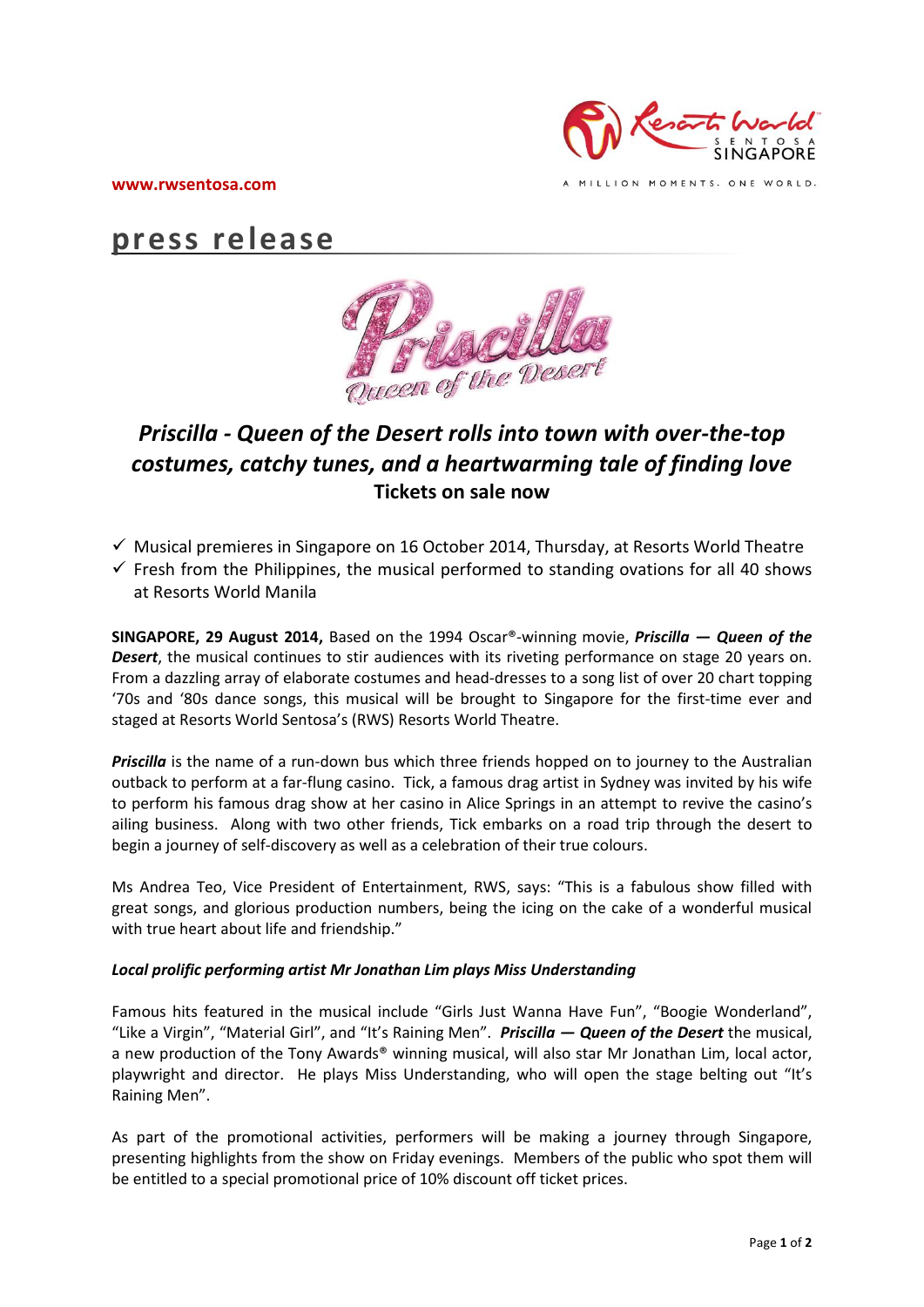www.rwsentosa.com

# press release

## *Priscilla - Queen of the Desert rolls into town with over-the-top costumes, catchy tunes, and a heartwarming tale of finding love*

### Tickets on sale now

- ✓ Musical premieres in Singapore on 16 October 2014, Thursday, at Resorts World Theatre
- ✓ Fresh from the Philippines, the musical performed to standing ovations for all 40 shows at Resorts World Manila

**SINGAPORE, 29 August 2014,** Based on the 1994 Oscar®-winning movie, ***Priscilla — Queen of the Desert***, the musical continues to stir audiences with its riveting performance on stage 20 years on. From a dazzling array of elaborate costumes and head-dresses to a song list of over 20 chart topping '70s and '80s dance songs, this musical will be brought to Singapore for the first-time ever and staged at Resorts World Sentosa's (RWS) Resorts World Theatre.

***Priscilla*** is the name of a run-down bus which three friends hopped on to journey to the Australian outback to perform at a far-flung casino. Tick, a famous drag artist in Sydney was invited by his wife to perform his famous drag show at her casino in Alice Springs in an attempt to revive the casino's ailing business. Along with two other friends, Tick embarks on a road trip through the desert to begin a journey of self-discovery as well as a celebration of their true colours.

Ms Andrea Teo, Vice President of Entertainment, RWS, says: "This is a fabulous show filled with great songs, and glorious production numbers, being the icing on the cake of a wonderful musical with true heart about life and friendship."

***Local prolific performing artist Mr Jonathan Lim plays Miss Understanding***

Famous hits featured in the musical include "Girls Just Wanna Have Fun", "Boogie Wonderland", "Like a Virgin", "Material Girl", and "It's Raining Men". ***Priscilla — Queen of the Desert*** the musical, a new production of the Tony Awards® winning musical, will also star Mr Jonathan Lim, local actor, playwright and director. He plays Miss Understanding, who will open the stage belting out "It's Raining Men".

As part of the promotional activities, performers will be making a journey through Singapore, presenting highlights from the show on Friday evenings. Members of the public who spot them will be entitled to a special promotional price of 10% discount off ticket prices.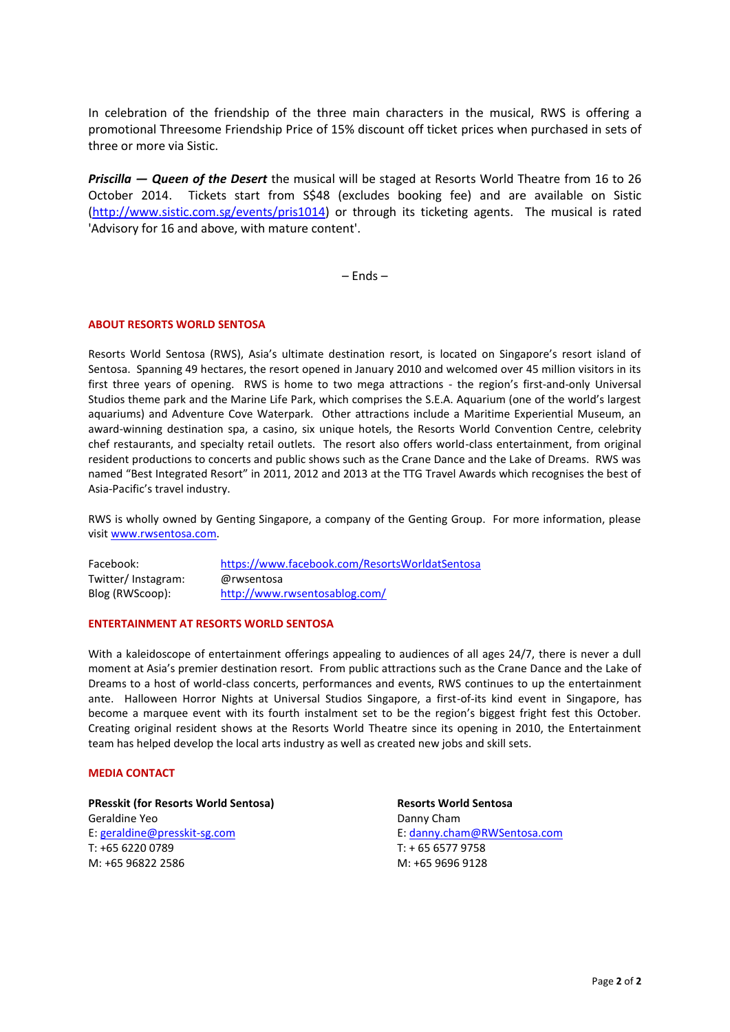In celebration of the friendship of the three main characters in the musical, RWS is offering a promotional Threesome Friendship Price of 15% discount off ticket prices when purchased in sets of three or more via Sistic.

***Priscilla — Queen of the Desert*** the musical will be staged at Resorts World Theatre from 16 to 26 October 2014. Tickets start from S$48 (excludes booking fee) and are available on Sistic (http://www.sistic.com.sg/events/pris1014) or through its ticketing agents. The musical is rated 'Advisory for 16 and above, with mature content'.

– Ends –

**ABOUT RESORTS WORLD SENTOSA**

Resorts World Sentosa (RWS), Asia's ultimate destination resort, is located on Singapore's resort island of Sentosa. Spanning 49 hectares, the resort opened in January 2010 and welcomed over 45 million visitors in its first three years of opening. RWS is home to two mega attractions - the region's first-and-only Universal Studios theme park and the Marine Life Park, which comprises the S.E.A. Aquarium (one of the world's largest aquariums) and Adventure Cove Waterpark. Other attractions include a Maritime Experiential Museum, an award-winning destination spa, a casino, six unique hotels, the Resorts World Convention Centre, celebrity chef restaurants, and specialty retail outlets. The resort also offers world-class entertainment, from original resident productions to concerts and public shows such as the Crane Dance and the Lake of Dreams. RWS was named "Best Integrated Resort" in 2011, 2012 and 2013 at the TTG Travel Awards which recognises the best of Asia-Pacific's travel industry.

RWS is wholly owned by Genting Singapore, a company of the Genting Group. For more information, please visit www.rwsentosa.com.

| | |
|---|---|
| Facebook: | https://www.facebook.com/ResortsWorldatSentosa |
| Twitter/ Instagram: | @rwsentosa |
| Blog (RWScoop): | http://www.rwsentosablog.com/ |

**ENTERTAINMENT AT RESORTS WORLD SENTOSA**

With a kaleidoscope of entertainment offerings appealing to audiences of all ages 24/7, there is never a dull moment at Asia's premier destination resort. From public attractions such as the Crane Dance and the Lake of Dreams to a host of world-class concerts, performances and events, RWS continues to up the entertainment ante. Halloween Horror Nights at Universal Studios Singapore, a first-of-its kind event in Singapore, has become a marquee event with its fourth instalment set to be the region's biggest fright fest this October. Creating original resident shows at the Resorts World Theatre since its opening in 2010, the Entertainment team has helped develop the local arts industry as well as created new jobs and skill sets.

**MEDIA CONTACT**

**PResskit (for Resorts World Sentosa)**
Geraldine Yeo
E: geraldine@presskit-sg.com
T: +65 6220 0789
M: +65 96822 2586

**Resorts World Sentosa**
Danny Cham
E: danny.cham@RWSentosa.com
T: + 65 6577 9758
M: +65 9696 9128